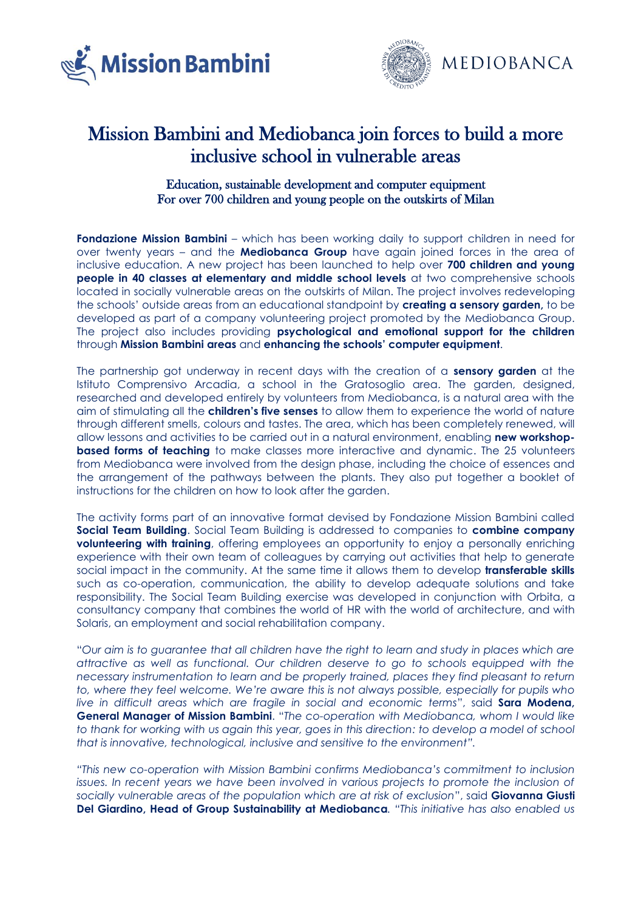# Mission Bambini and Mediobanca join forces to build a more inclusive school in vulnerable areas

### Education, sustainable development and computer equipment
### For over 700 children and young people on the outskirts of Milan

**Fondazione Mission Bambini** – which has been working daily to support children in need for over twenty years – and the **Mediobanca Group** have again joined forces in the area of inclusive education. A new project has been launched to help over **700 children and young people in 40 classes at elementary and middle school levels** at two comprehensive schools located in socially vulnerable areas on the outskirts of Milan. The project involves redeveloping the schools' outside areas from an educational standpoint by **creating a sensory garden,** to be developed as part of a company volunteering project promoted by the Mediobanca Group. The project also includes providing **psychological and emotional support for the children** through **Mission Bambini areas** and **enhancing the schools' computer equipment**.

The partnership got underway in recent days with the creation of a **sensory garden** at the Istituto Comprensivo Arcadia, a school in the Gratosoglio area. The garden, designed, researched and developed entirely by volunteers from Mediobanca, is a natural area with the aim of stimulating all the **children's five senses** to allow them to experience the world of nature through different smells, colours and tastes. The area, which has been completely renewed, will allow lessons and activities to be carried out in a natural environment, enabling **new workshop-based forms of teaching** to make classes more interactive and dynamic. The 25 volunteers from Mediobanca were involved from the design phase, including the choice of essences and the arrangement of the pathways between the plants. They also put together a booklet of instructions for the children on how to look after the garden.

The activity forms part of an innovative format devised by Fondazione Mission Bambini called **Social Team Building**. Social Team Building is addressed to companies to **combine company volunteering with training**, offering employees an opportunity to enjoy a personally enriching experience with their own team of colleagues by carrying out activities that help to generate social impact in the community. At the same time it allows them to develop **transferable skills** such as co-operation, communication, the ability to develop adequate solutions and take responsibility. The Social Team Building exercise was developed in conjunction with Orbita, a consultancy company that combines the world of HR with the world of architecture, and with Solaris, an employment and social rehabilitation company.

"*Our aim is to guarantee that all children have the right to learn and study in places which are attractive as well as functional. Our children deserve to go to schools equipped with the necessary instrumentation to learn and be properly trained, places they find pleasant to return to, where they feel welcome. We're aware this is not always possible, especially for pupils who live in difficult areas which are fragile in social and economic terms*", said **Sara Modena, General Manager of Mission Bambini**. "*The co-operation with Mediobanca, whom I would like to thank for working with us again this year, goes in this direction: to develop a model of school that is innovative, technological, inclusive and sensitive to the environment*".

*"This new co-operation with Mission Bambini confirms Mediobanca's commitment to inclusion issues. In recent years we have been involved in various projects to promote the inclusion of socially vulnerable areas of the population which are at risk of exclusion"*, said **Giovanna Giusti Del Giardino, Head of Group Sustainability at Mediobanca**. *"This initiative has also enabled us*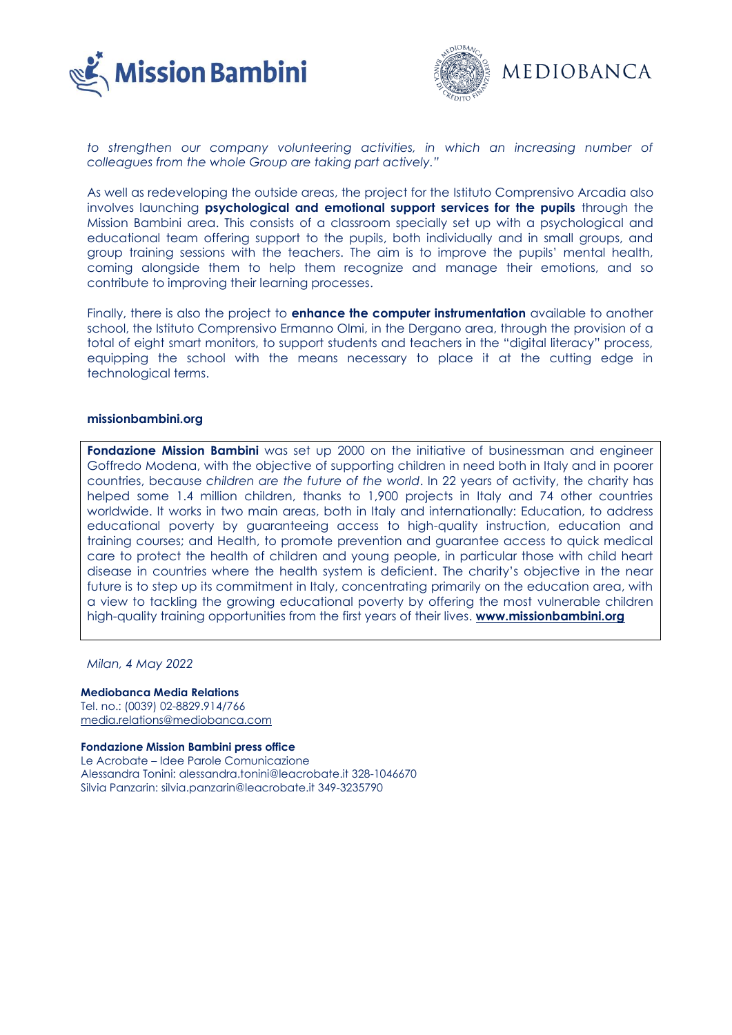*to strengthen our company volunteering activities, in which an increasing number of colleagues from the whole Group are taking part actively."*

As well as redeveloping the outside areas, the project for the Istituto Comprensivo Arcadia also involves launching **psychological and emotional support services for the pupils** through the Mission Bambini area. This consists of a classroom specially set up with a psychological and educational team offering support to the pupils, both individually and in small groups, and group training sessions with the teachers. The aim is to improve the pupils' mental health, coming alongside them to help them recognize and manage their emotions, and so contribute to improving their learning processes.

Finally, there is also the project to **enhance the computer instrumentation** available to another school, the Istituto Comprensivo Ermanno Olmi, in the Dergano area, through the provision of a total of eight smart monitors, to support students and teachers in the "digital literacy" process, equipping the school with the means necessary to place it at the cutting edge in technological terms.

**missionbambini.org**

**Fondazione Mission Bambini** was set up 2000 on the initiative of businessman and engineer Goffredo Modena, with the objective of supporting children in need both in Italy and in poorer countries, because *children are the future of the world*. In 22 years of activity, the charity has helped some 1.4 million children, thanks to 1,900 projects in Italy and 74 other countries worldwide. It works in two main areas, both in Italy and internationally: Education, to address educational poverty by guaranteeing access to high-quality instruction, education and training courses; and Health, to promote prevention and guarantee access to quick medical care to protect the health of children and young people, in particular those with child heart disease in countries where the health system is deficient. The charity's objective in the near future is to step up its commitment in Italy, concentrating primarily on the education area, with a view to tackling the growing educational poverty by offering the most vulnerable children high-quality training opportunities from the first years of their lives. **www.missionbambini.org**

*Milan, 4 May 2022*

**Mediobanca Media Relations**
Tel. no.: (0039) 02-8829.914/766
media.relations@mediobanca.com

**Fondazione Mission Bambini press office**
Le Acrobate – Idee Parole Comunicazione
Alessandra Tonini: alessandra.tonini@leacrobate.it 328-1046670
Silvia Panzarin: silvia.panzarin@leacrobate.it 349-3235790